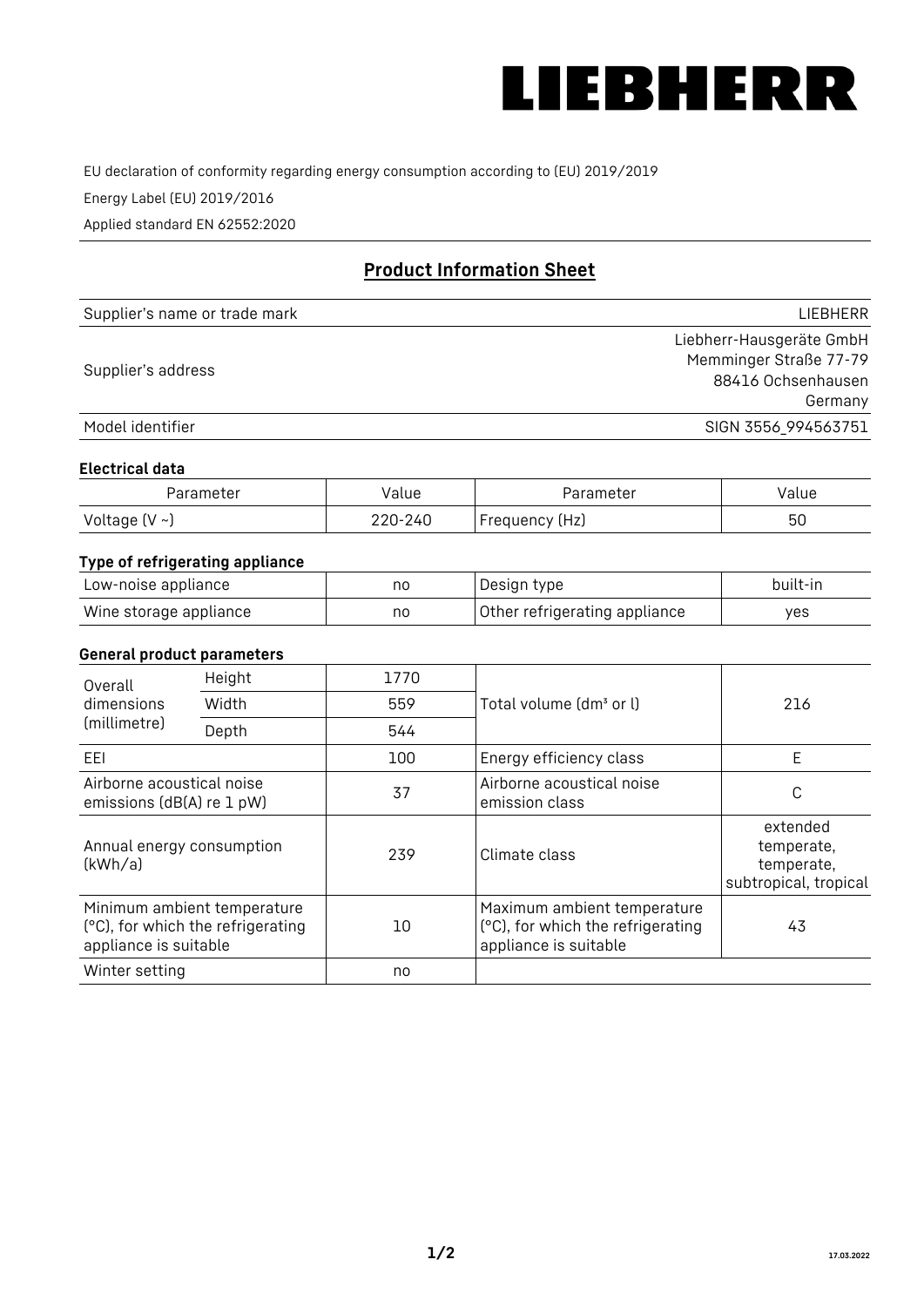LIEBHERR

EU declaration of conformity regarding energy consumption according to (EU) 2019/2019

Energy Label (EU) 2019/2016

Applied standard EN 62552:2020

## Product Information Sheet

| | |
|---|---|
| Supplier's name or trade mark | LIEBHERR |
| Supplier's address | Liebherr-Hausgeräte GmbH<br>Memminger Straße 77-79<br>88416 Ochsenhausen<br>Germany |
| Model identifier | SIGN 3556_994563751 |

### Electrical data

| Parameter | Value | Parameter | Value |
|---|---|---|---|
| Voltage (V ~) | 220-240 | Frequency (Hz) | 50 |

### Type of refrigerating appliance

| | | | |
|---|---|---|---|
| Low-noise appliance | no | Design type | built-in |
| Wine storage appliance | no | Other refrigerating appliance | yes |

### General product parameters

| | | | | |
|---|---|---|---|---|
| Overall dimensions (millimetre) | Height | 1770 | Total volume (dm³ or l) | 216 |
| | Width | 559 | | |
| | Depth | 544 | | |
| EEI | | 100 | Energy efficiency class | E |
| Airborne acoustical noise emissions (dB(A) re 1 pW) | | 37 | Airborne acoustical noise emission class | C |
| Annual energy consumption (kWh/a) | | 239 | Climate class | extended temperate, temperate, subtropical, tropical |
| Minimum ambient temperature (°C), for which the refrigerating appliance is suitable | | 10 | Maximum ambient temperature (°C), for which the refrigerating appliance is suitable | 43 |
| Winter setting | | no | | |

17.03.2022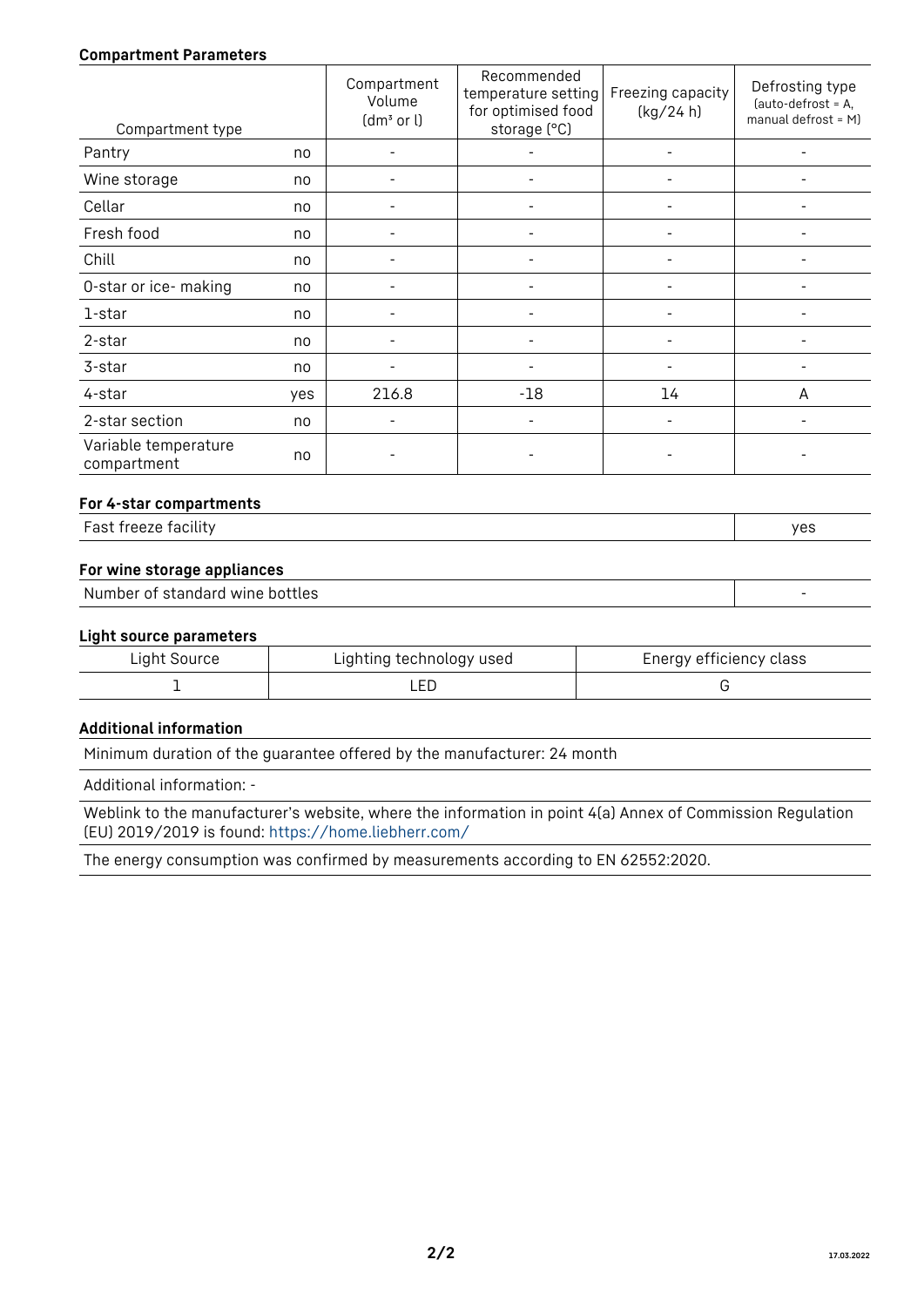**Compartment Parameters**

| Compartment type | | Compartment Volume (dm³ or l) | Recommended temperature setting for optimised food storage (°C) | Freezing capacity (kg/24 h) | Defrosting type (auto-defrost = A, manual defrost = M) |
|---|---|---|---|---|---|
| Pantry | no | - | - | - | - |
| Wine storage | no | - | - | - | - |
| Cellar | no | - | - | - | - |
| Fresh food | no | - | - | - | - |
| Chill | no | - | - | - | - |
| 0-star or ice- making | no | - | - | - | - |
| 1-star | no | - | - | - | - |
| 2-star | no | - | - | - | - |
| 3-star | no | - | - | - | - |
| 4-star | yes | 216.8 | -18 | 14 | A |
| 2-star section | no | - | - | - | - |
| Variable temperature compartment | no | - | - | - | - |

**For 4-star compartments**

| | |
|---|---|
| Fast freeze facility | yes |

**For wine storage appliances**

| | |
|---|---|
| Number of standard wine bottles | - |

**Light source parameters**

| Light Source | Lighting technology used | Energy efficiency class |
|---|---|---|
| 1 | LED | G |

**Additional information**

Minimum duration of the guarantee offered by the manufacturer: 24 month

Additional information: -

Weblink to the manufacturer's website, where the information in point 4(a) Annex of Commission Regulation (EU) 2019/2019 is found: https://home.liebherr.com/

The energy consumption was confirmed by measurements according to EN 62552:2020.

17.03.2022